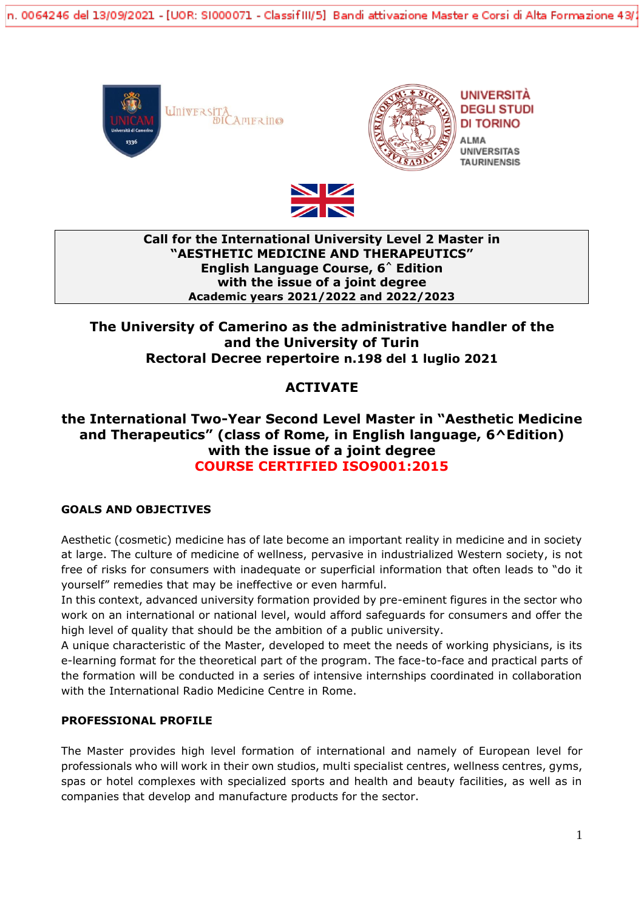n. 0064246 del 13/09/2021 - [UOR: SI000071 - Classif III/5] Bandi attivazione Master e Corsi di Alta Formazione 43/2

UNICAM Università di Camerino 1336 — Università di Camerino

Università degli Studi di Torino — Alma Universitas Taurinensis

**Call for the International University Level 2 Master in**
**"AESTHETIC MEDICINE AND THERAPEUTICS"**
**English Language Course, 6^ Edition**
**with the issue of a joint degree**
**Academic years 2021/2022 and 2022/2023**

## The University of Camerino as the administrative handler of the and the University of Turin
## Rectoral Decree repertoire n.198 del 1 luglio 2021

## ACTIVATE

## the International Two-Year Second Level Master in "Aesthetic Medicine and Therapeutics" (class of Rome, in English language, 6^Edition) with the issue of a joint degree

## COURSE CERTIFIED ISO9001:2015

### GOALS AND OBJECTIVES

Aesthetic (cosmetic) medicine has of late become an important reality in medicine and in society at large. The culture of medicine of wellness, pervasive in industrialized Western society, is not free of risks for consumers with inadequate or superficial information that often leads to "do it yourself" remedies that may be ineffective or even harmful.

In this context, advanced university formation provided by pre-eminent figures in the sector who work on an international or national level, would afford safeguards for consumers and offer the high level of quality that should be the ambition of a public university.

A unique characteristic of the Master, developed to meet the needs of working physicians, is its e-learning format for the theoretical part of the program. The face-to-face and practical parts of the formation will be conducted in a series of intensive internships coordinated in collaboration with the International Radio Medicine Centre in Rome.

### PROFESSIONAL PROFILE

The Master provides high level formation of international and namely of European level for professionals who will work in their own studios, multi specialist centres, wellness centres, gyms, spas or hotel complexes with specialized sports and health and beauty facilities, as well as in companies that develop and manufacture products for the sector.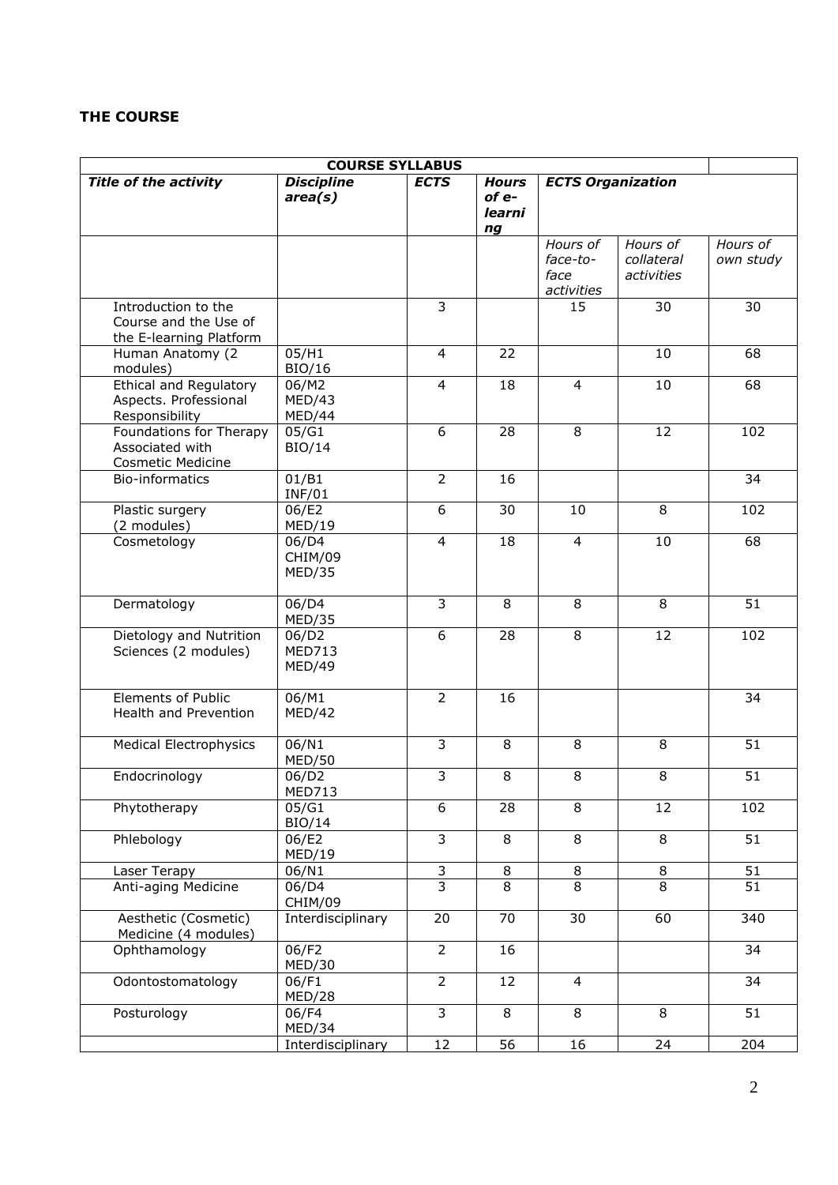## THE COURSE

| COURSE SYLLABUS | | | | | | |
|---|---|---|---|---|---|---|
| ***Title of the activity*** | ***Discipline area(s)*** | ***ECTS*** | ***Hours of e-learning*** | ***ECTS Organization*** | | |
| | | | | *Hours of face-to-face activities* | *Hours of collateral activities* | *Hours of own study* |
| Introduction to the Course and the Use of the E-learning Platform | | 3 | | 15 | 30 | 30 |
| Human Anatomy (2 modules) | 05/H1 BIO/16 | 4 | 22 | | 10 | 68 |
| Ethical and Regulatory Aspects. Professional Responsibility | 06/M2 MED/43 MED/44 | 4 | 18 | 4 | 10 | 68 |
| Foundations for Therapy Associated with Cosmetic Medicine | 05/G1 BIO/14 | 6 | 28 | 8 | 12 | 102 |
| Bio-informatics | 01/B1 INF/01 | 2 | 16 | | | 34 |
| Plastic surgery (2 modules) | 06/E2 MED/19 | 6 | 30 | 10 | 8 | 102 |
| Cosmetology | 06/D4 CHIM/09 MED/35 | 4 | 18 | 4 | 10 | 68 |
| Dermatology | 06/D4 MED/35 | 3 | 8 | 8 | 8 | 51 |
| Dietology and Nutrition Sciences (2 modules) | 06/D2 MED713 MED/49 | 6 | 28 | 8 | 12 | 102 |
| Elements of Public Health and Prevention | 06/M1 MED/42 | 2 | 16 | | | 34 |
| Medical Electrophysics | 06/N1 MED/50 | 3 | 8 | 8 | 8 | 51 |
| Endocrinology | 06/D2 MED713 | 3 | 8 | 8 | 8 | 51 |
| Phytotherapy | 05/G1 BIO/14 | 6 | 28 | 8 | 12 | 102 |
| Phlebology | 06/E2 MED/19 | 3 | 8 | 8 | 8 | 51 |
| Laser Terapy | 06/N1 | 3 | 8 | 8 | 8 | 51 |
| Anti-aging Medicine | 06/D4 CHIM/09 | 3 | 8 | 8 | 8 | 51 |
| Aesthetic (Cosmetic) Medicine (4 modules) | Interdisciplinary | 20 | 70 | 30 | 60 | 340 |
| Ophthamology | 06/F2 MED/30 | 2 | 16 | | | 34 |
| Odontostomatology | 06/F1 MED/28 | 2 | 12 | 4 | | 34 |
| Posturology | 06/F4 MED/34 | 3 | 8 | 8 | 8 | 51 |
| | Interdisciplinary | 12 | 56 | 16 | 24 | 204 |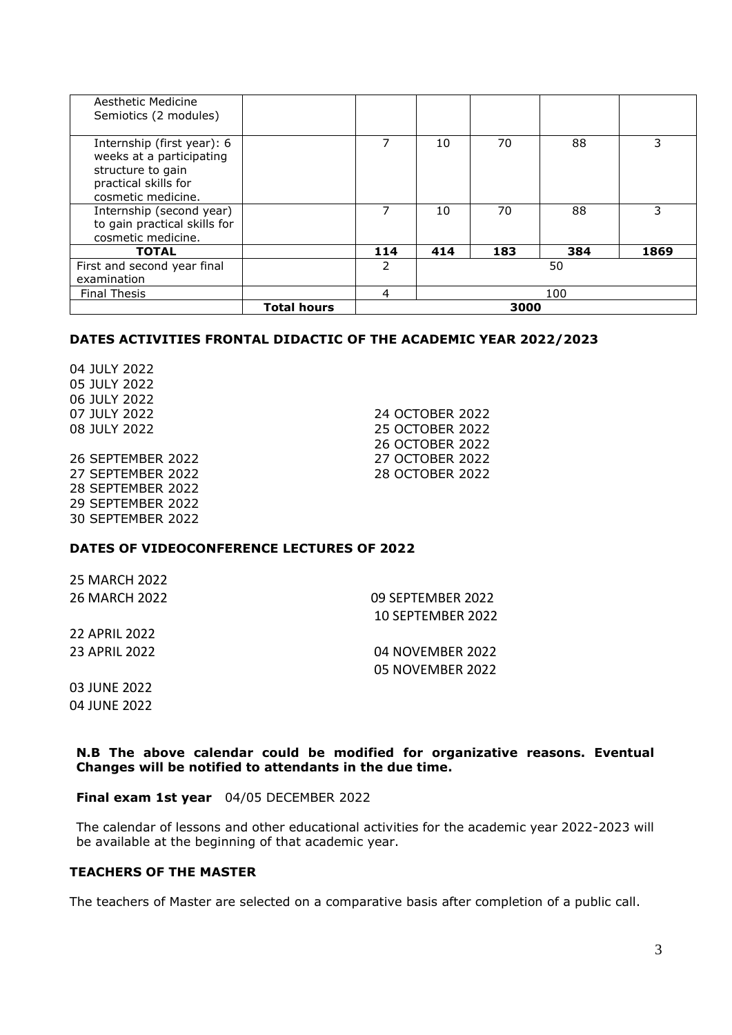| | | | | | | |
|---|---|---|---|---|---|---|
| Aesthetic Medicine Semiotics (2 modules) | | | | | | |
| Internship (first year): 6 weeks at a participating structure to gain practical skills for cosmetic medicine. | | 7 | 10 | 70 | 88 | 3 |
| Internship (second year) to gain practical skills for cosmetic medicine. | | 7 | 10 | 70 | 88 | 3 |
| **TOTAL** | | **114** | **414** | **183** | **384** | **1869** |
| First and second year final examination | | 2 | 50 | | | |
| Final Thesis | | 4 | 100 | | | |
| | **Total hours** | 3000 | | | | |

### DATES ACTIVITIES FRONTAL DIDACTIC OF THE ACADEMIC YEAR 2022/2023

04 JULY 2022
05 JULY 2022
06 JULY 2022
07 JULY 2022
08 JULY 2022

26 SEPTEMBER 2022
27 SEPTEMBER 2022
28 SEPTEMBER 2022
29 SEPTEMBER 2022
30 SEPTEMBER 2022

24 OCTOBER 2022
25 OCTOBER 2022
26 OCTOBER 2022
27 OCTOBER 2022
28 OCTOBER 2022

### DATES OF VIDEOCONFERENCE LECTURES OF 2022

25 MARCH 2022
26 MARCH 2022

22 APRIL 2022
23 APRIL 2022

03 JUNE 2022
04 JUNE 2022

09 SEPTEMBER 2022
10 SEPTEMBER 2022

04 NOVEMBER 2022
05 NOVEMBER 2022

**N.B The above calendar could be modified for organizative reasons. Eventual Changes will be notified to attendants in the due time.**

**Final exam 1st year** 04/05 DECEMBER 2022

The calendar of lessons and other educational activities for the academic year 2022-2023 will be available at the beginning of that academic year.

### TEACHERS OF THE MASTER

The teachers of Master are selected on a comparative basis after completion of a public call.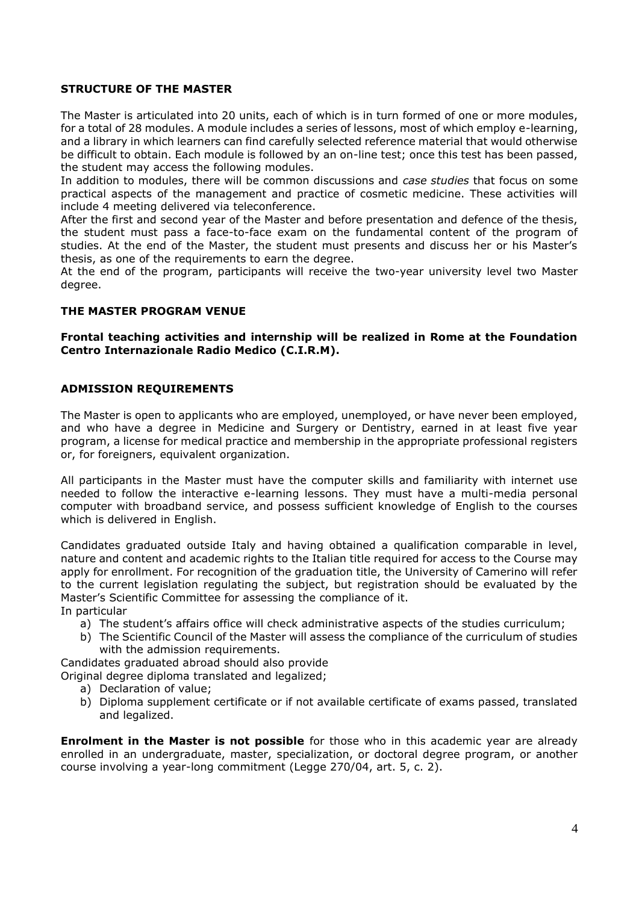### STRUCTURE OF THE MASTER

The Master is articulated into 20 units, each of which is in turn formed of one or more modules, for a total of 28 modules. A module includes a series of lessons, most of which employ e-learning, and a library in which learners can find carefully selected reference material that would otherwise be difficult to obtain. Each module is followed by an on-line test; once this test has been passed, the student may access the following modules.
In addition to modules, there will be common discussions and *case studies* that focus on some practical aspects of the management and practice of cosmetic medicine. These activities will include 4 meeting delivered via teleconference.
After the first and second year of the Master and before presentation and defence of the thesis, the student must pass a face-to-face exam on the fundamental content of the program of studies. At the end of the Master, the student must presents and discuss her or his Master's thesis, as one of the requirements to earn the degree.
At the end of the program, participants will receive the two-year university level two Master degree.

### THE MASTER PROGRAM VENUE

**Frontal teaching activities and internship will be realized in Rome at the Foundation Centro Internazionale Radio Medico (C.I.R.M).**

### ADMISSION REQUIREMENTS

The Master is open to applicants who are employed, unemployed, or have never been employed, and who have a degree in Medicine and Surgery or Dentistry, earned in at least five year program, a license for medical practice and membership in the appropriate professional registers or, for foreigners, equivalent organization.

All participants in the Master must have the computer skills and familiarity with internet use needed to follow the interactive e-learning lessons. They must have a multi-media personal computer with broadband service, and possess sufficient knowledge of English to the courses which is delivered in English.

Candidates graduated outside Italy and having obtained a qualification comparable in level, nature and content and academic rights to the Italian title required for access to the Course may apply for enrollment. For recognition of the graduation title, the University of Camerino will refer to the current legislation regulating the subject, but registration should be evaluated by the Master's Scientific Committee for assessing the compliance of it.
In particular

a) The student's affairs office will check administrative aspects of the studies curriculum;
b) The Scientific Council of the Master will assess the compliance of the curriculum of studies with the admission requirements.

Candidates graduated abroad should also provide
Original degree diploma translated and legalized;

a) Declaration of value;
b) Diploma supplement certificate or if not available certificate of exams passed, translated and legalized.

**Enrolment in the Master is not possible** for those who in this academic year are already enrolled in an undergraduate, master, specialization, or doctoral degree program, or another course involving a year-long commitment (Legge 270/04, art. 5, c. 2).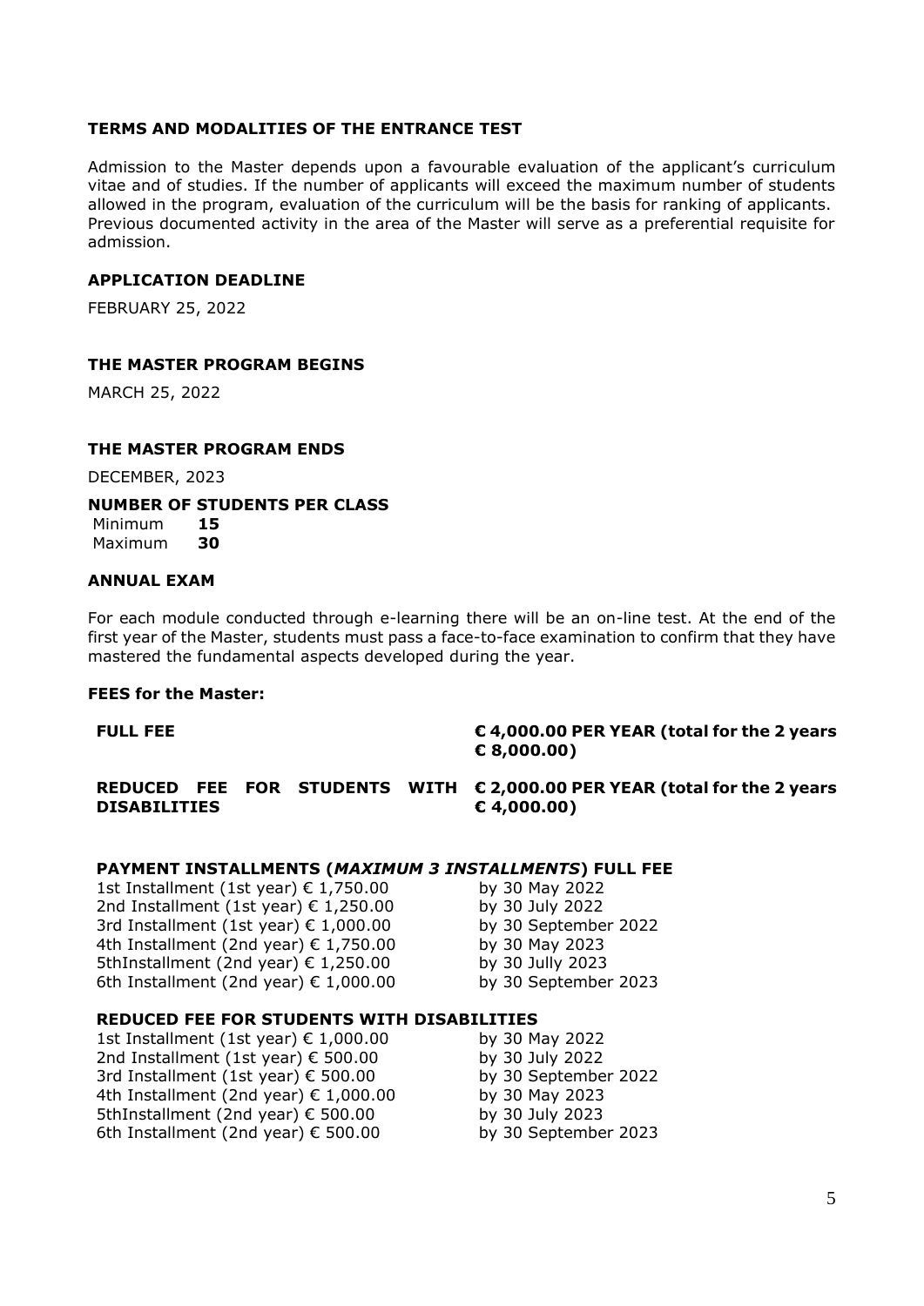**TERMS AND MODALITIES OF THE ENTRANCE TEST**

Admission to the Master depends upon a favourable evaluation of the applicant's curriculum vitae and of studies. If the number of applicants will exceed the maximum number of students allowed in the program, evaluation of the curriculum will be the basis for ranking of applicants. Previous documented activity in the area of the Master will serve as a preferential requisite for admission.

**APPLICATION DEADLINE**

FEBRUARY 25, 2022

**THE MASTER PROGRAM BEGINS**

MARCH 25, 2022

**THE MASTER PROGRAM ENDS**

DECEMBER, 2023

**NUMBER OF STUDENTS PER CLASS**

| | |
|---|---|
| Minimum | **15** |
| Maximum | **30** |

**ANNUAL EXAM**

For each module conducted through e-learning there will be an on-line test. At the end of the first year of the Master, students must pass a face-to-face examination to confirm that they have mastered the fundamental aspects developed during the year.

**FEES for the Master:**

| | |
|---|---|
| **FULL FEE** | **€ 4,000.00 PER YEAR (total for the 2 years € 8,000.00)** |
| **REDUCED FEE FOR STUDENTS WITH DISABILITIES** | **€ 2,000.00 PER YEAR (total for the 2 years € 4,000.00)** |

**PAYMENT INSTALLMENTS (*MAXIMUM 3 INSTALLMENTS*) FULL FEE**

| | |
|---|---|
| 1st Installment (1st year) € 1,750.00 | by 30 May 2022 |
| 2nd Installment (1st year) € 1,250.00 | by 30 July 2022 |
| 3rd Installment (1st year) € 1,000.00 | by 30 September 2022 |
| 4th Installment (2nd year) € 1,750.00 | by 30 May 2023 |
| 5thInstallment (2nd year) € 1,250.00 | by 30 Jully 2023 |
| 6th Installment (2nd year) € 1,000.00 | by 30 September 2023 |

**REDUCED FEE FOR STUDENTS WITH DISABILITIES**

| | |
|---|---|
| 1st Installment (1st year) € 1,000.00 | by 30 May 2022 |
| 2nd Installment (1st year) € 500.00 | by 30 July 2022 |
| 3rd Installment (1st year) € 500.00 | by 30 September 2022 |
| 4th Installment (2nd year) € 1,000.00 | by 30 May 2023 |
| 5thInstallment (2nd year) € 500.00 | by 30 July 2023 |
| 6th Installment (2nd year) € 500.00 | by 30 September 2023 |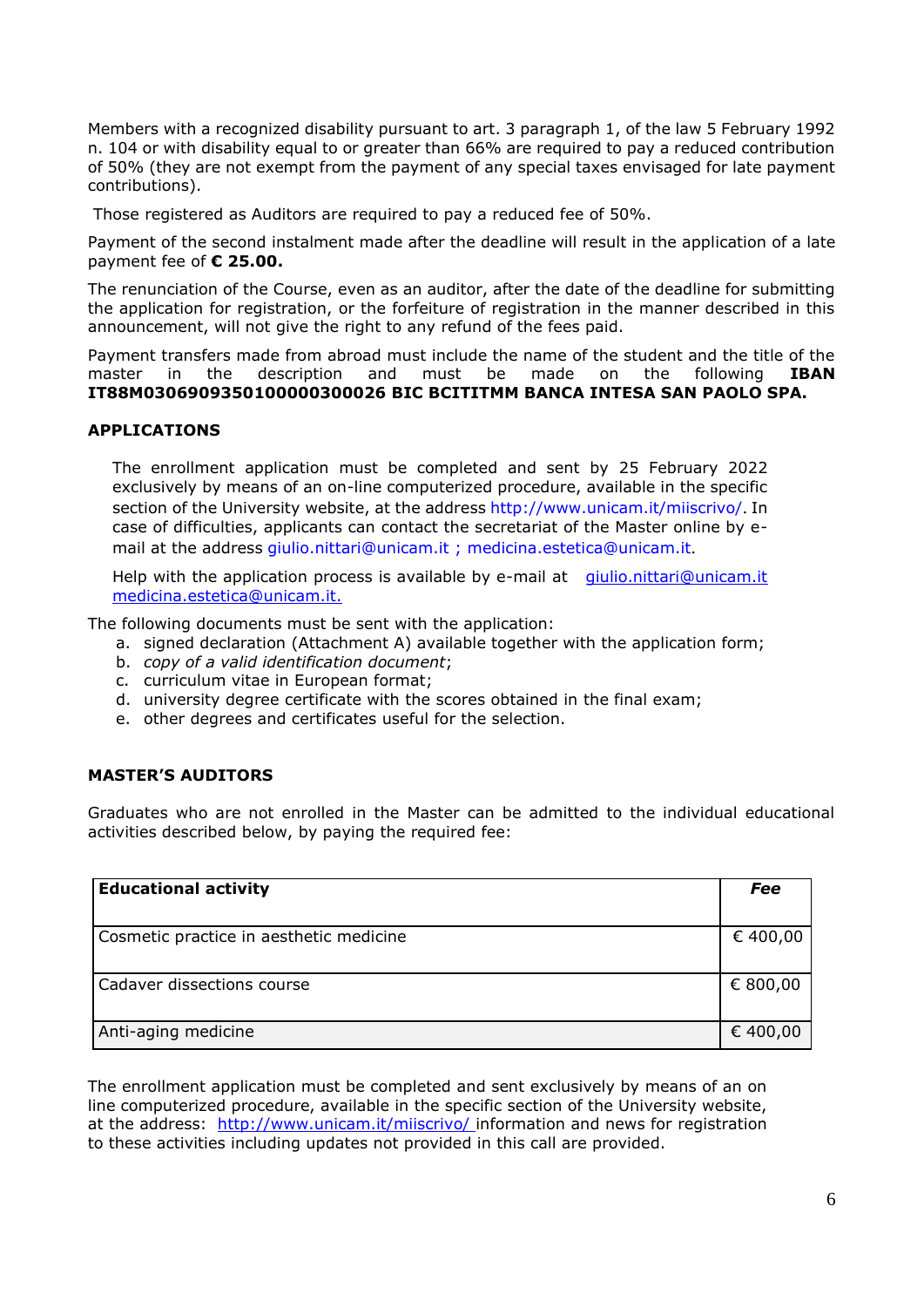Members with a recognized disability pursuant to art. 3 paragraph 1, of the law 5 February 1992 n. 104 or with disability equal to or greater than 66% are required to pay a reduced contribution of 50% (they are not exempt from the payment of any special taxes envisaged for late payment contributions).

Those registered as Auditors are required to pay a reduced fee of 50%.

Payment of the second instalment made after the deadline will result in the application of a late payment fee of **€ 25.00.**

The renunciation of the Course, even as an auditor, after the date of the deadline for submitting the application for registration, or the forfeiture of registration in the manner described in this announcement, will not give the right to any refund of the fees paid.

Payment transfers made from abroad must include the name of the student and the title of the master in the description and must be made on the following **IBAN IT88M0306909350100000300026 BIC BCITITMM BANCA INTESA SAN PAOLO SPA.**

**APPLICATIONS**

The enrollment application must be completed and sent by 25 February 2022 exclusively by means of an on-line computerized procedure, available in the specific section of the University website, at the address http://www.unicam.it/miiscrivo/. In case of difficulties, applicants can contact the secretariat of the Master online by e-mail at the address giulio.nittari@unicam.it ; medicina.estetica@unicam.it.

Help with the application process is available by e-mail at giulio.nittari@unicam.it medicina.estetica@unicam.it.

The following documents must be sent with the application:

a. signed declaration (Attachment A) available together with the application form;
b. *copy of a valid identification document*;
c. curriculum vitae in European format;
d. university degree certificate with the scores obtained in the final exam;
e. other degrees and certificates useful for the selection.

**MASTER'S AUDITORS**

Graduates who are not enrolled in the Master can be admitted to the individual educational activities described below, by paying the required fee:

| **Educational activity** | ***Fee*** |
|---|---|
| Cosmetic practice in aesthetic medicine | € 400,00 |
| Cadaver dissections course | € 800,00 |
| Anti-aging medicine | € 400,00 |

The enrollment application must be completed and sent exclusively by means of an on line computerized procedure, available in the specific section of the University website, at the address: http://www.unicam.it/miiscrivo/ information and news for registration to these activities including updates not provided in this call are provided.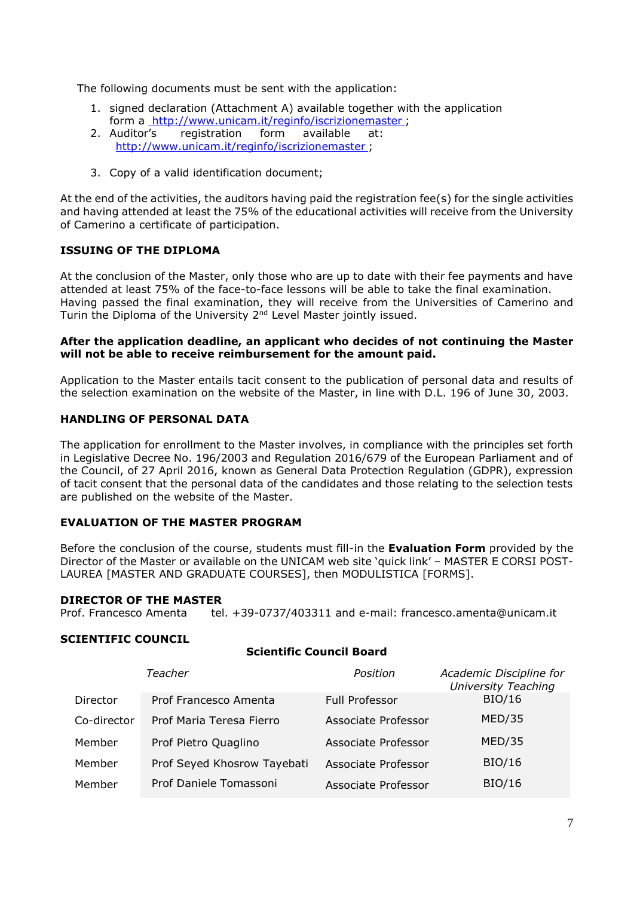The following documents must be sent with the application:

1. signed declaration (Attachment A) available together with the application form a http://www.unicam.it/reginfo/iscrizionemaster ;
2. Auditor's registration form available at: http://www.unicam.it/reginfo/iscrizionemaster ;
3. Copy of a valid identification document;

At the end of the activities, the auditors having paid the registration fee(s) for the single activities and having attended at least the 75% of the educational activities will receive from the University of Camerino a certificate of participation.

**ISSUING OF THE DIPLOMA**

At the conclusion of the Master, only those who are up to date with their fee payments and have attended at least 75% of the face-to-face lessons will be able to take the final examination. Having passed the final examination, they will receive from the Universities of Camerino and Turin the Diploma of the University 2nd Level Master jointly issued.

**After the application deadline, an applicant who decides of not continuing the Master will not be able to receive reimbursement for the amount paid.**

Application to the Master entails tacit consent to the publication of personal data and results of the selection examination on the website of the Master, in line with D.L. 196 of June 30, 2003.

**HANDLING OF PERSONAL DATA**

The application for enrollment to the Master involves, in compliance with the principles set forth in Legislative Decree No. 196/2003 and Regulation 2016/679 of the European Parliament and of the Council, of 27 April 2016, known as General Data Protection Regulation (GDPR), expression of tacit consent that the personal data of the candidates and those relating to the selection tests are published on the website of the Master.

**EVALUATION OF THE MASTER PROGRAM**

Before the conclusion of the course, students must fill-in the **Evaluation Form** provided by the Director of the Master or available on the UNICAM web site 'quick link' – MASTER E CORSI POST-LAUREA [MASTER AND GRADUATE COURSES], then MODULISTICA [FORMS].

**DIRECTOR OF THE MASTER**

Prof. Francesco Amenta tel. +39-0737/403311 and e-mail: francesco.amenta@unicam.it

**SCIENTIFIC COUNCIL**

**Scientific Council Board**

| | *Teacher* | *Position* | *Academic Discipline for University Teaching* |
|---|---|---|---|
| Director | Prof Francesco Amenta | Full Professor | BIO/16 |
| Co-director | Prof Maria Teresa Fierro | Associate Professor | MED/35 |
| Member | Prof Pietro Quaglino | Associate Professor | MED/35 |
| Member | Prof Seyed Khosrow Tayebati | Associate Professor | BIO/16 |
| Member | Prof Daniele Tomassoni | Associate Professor | BIO/16 |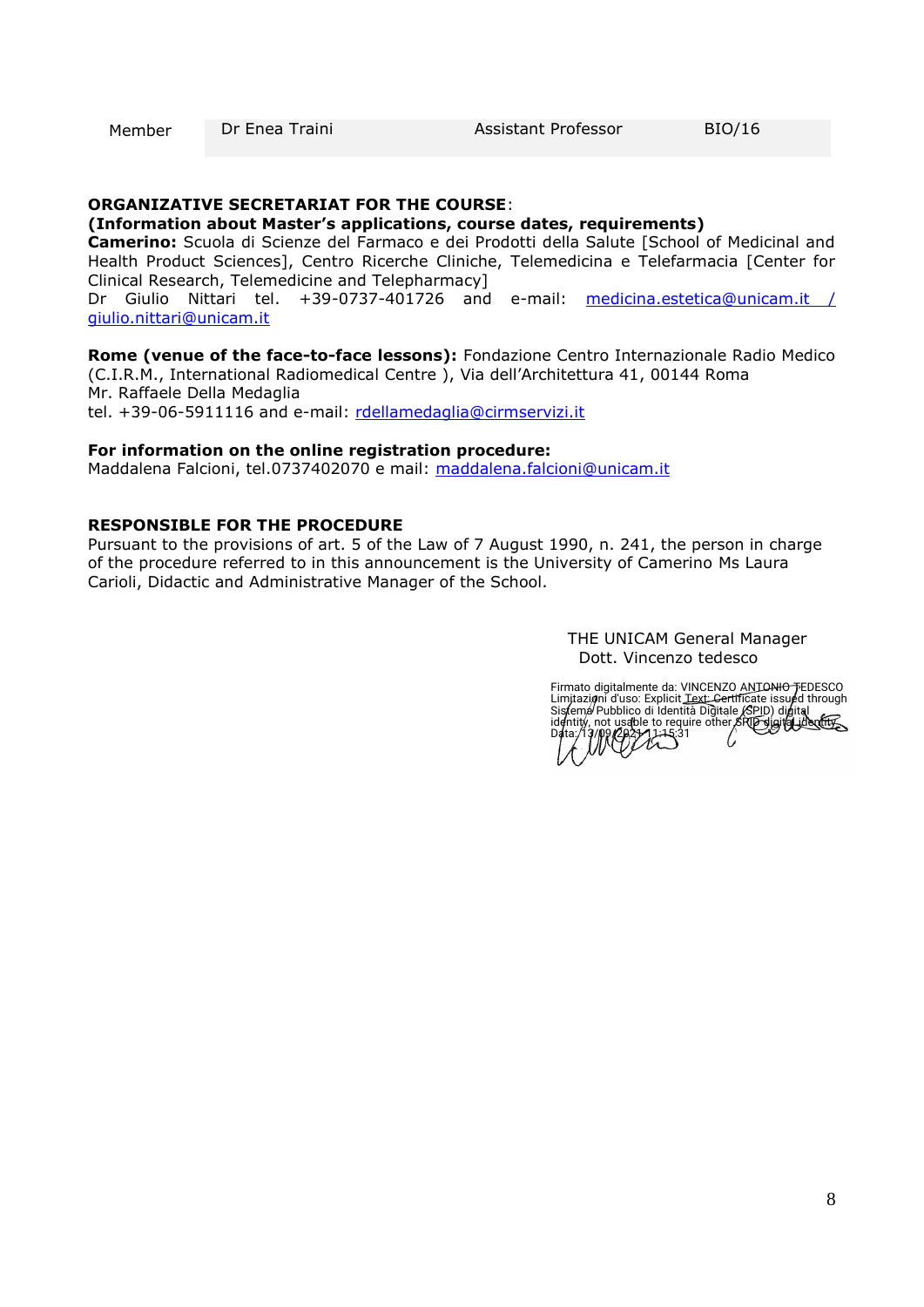| | | | |
|---|---|---|---|
| Member | Dr Enea Traini | Assistant Professor | BIO/16 |

**ORGANIZATIVE SECRETARIAT FOR THE COURSE**:
**(Information about Master's applications, course dates, requirements)**
**Camerino:** Scuola di Scienze del Farmaco e dei Prodotti della Salute [School of Medicinal and Health Product Sciences], Centro Ricerche Cliniche, Telemedicina e Telefarmacia [Center for Clinical Research, Telemedicine and Telepharmacy]
Dr Giulio Nittari tel. +39-0737-401726 and e-mail: medicina.estetica@unicam.it / giulio.nittari@unicam.it

**Rome (venue of the face-to-face lessons):** Fondazione Centro Internazionale Radio Medico (C.I.R.M., International Radiomedical Centre ), Via dell'Architettura 41, 00144 Roma
Mr. Raffaele Della Medaglia
tel. +39-06-5911116 and e-mail: rdellamedaglia@cirmservizi.it

**For information on the online registration procedure:**
Maddalena Falcioni, tel.0737402070 e mail: maddalena.falcioni@unicam.it

**RESPONSIBLE FOR THE PROCEDURE**
Pursuant to the provisions of art. 5 of the Law of 7 August 1990, n. 241, the person in charge of the procedure referred to in this announcement is the University of Camerino Ms Laura Carioli, Didactic and Administrative Manager of the School.

THE UNICAM General Manager
Dott. Vincenzo tedesco

Firmato digitalmente da: VINCENZO ANTONIO TEDESCO
Limitazioni d'uso: Explicit Text: Certificate issued through Sistema Pubblico di Identità Digitale (SPID) digital identity, not usable to require other SPID digital identity
Data: 13/09/2021 11:15:31